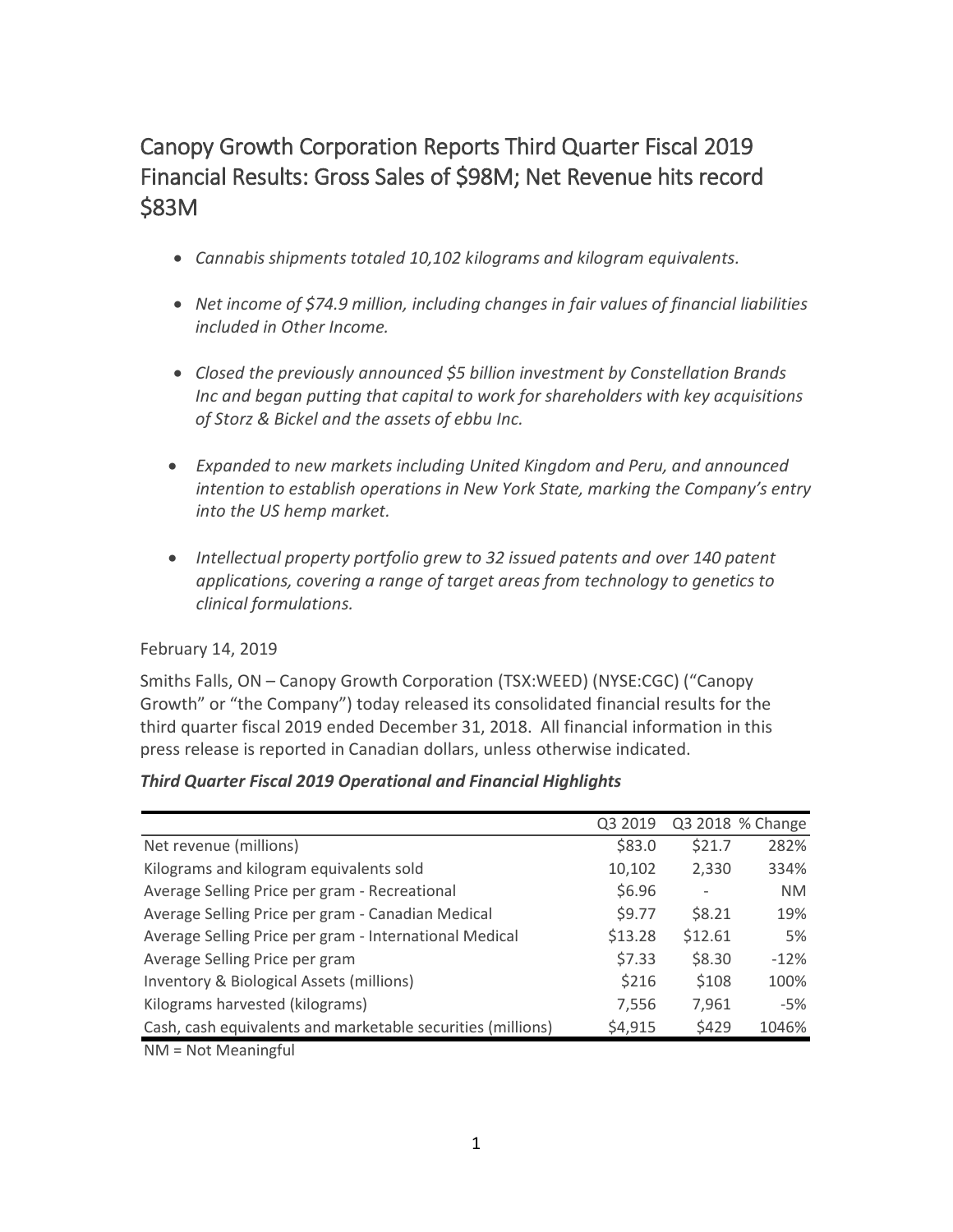# Canopy Growth Corporation Reports Third Quarter Fiscal 2019 Financial Results: Gross Sales of $98M; Net Revenue hits record $83M

- *Cannabis shipments totaled 10,102 kilograms and kilogram equivalents.*
- *Net income of $74.9 million, including changes in fair values of financial liabilities included in Other Income.*
- *Closed the previously announced $5 billion investment by Constellation Brands Inc and began putting that capital to work for shareholders with key acquisitions of Storz & Bickel and the assets of ebbu Inc.*
- *Expanded to new markets including United Kingdom and Peru, and announced intention to establish operations in New York State, marking the Company's entry into the US hemp market.*
- *Intellectual property portfolio grew to 32 issued patents and over 140 patent applications, covering a range of target areas from technology to genetics to clinical formulations.*

February 14, 2019

Smiths Falls, ON – Canopy Growth Corporation (TSX:WEED) (NYSE:CGC) ("Canopy Growth" or "the Company") today released its consolidated financial results for the third quarter fiscal 2019 ended December 31, 2018. All financial information in this press release is reported in Canadian dollars, unless otherwise indicated.

***Third Quarter Fiscal 2019 Operational and Financial Highlights***

| | Q3 2019 | Q3 2018 | % Change |
|---|---|---|---|
| Net revenue (millions) | $83.0 | $21.7 | 282% |
| Kilograms and kilogram equivalents sold | 10,102 | 2,330 | 334% |
| Average Selling Price per gram - Recreational | $6.96 | - | NM |
| Average Selling Price per gram - Canadian Medical | $9.77 | $8.21 | 19% |
| Average Selling Price per gram - International Medical | $13.28 | $12.61 | 5% |
| Average Selling Price per gram | $7.33 | $8.30 | -12% |
| Inventory & Biological Assets (millions) | $216 | $108 | 100% |
| Kilograms harvested (kilograms) | 7,556 | 7,961 | -5% |
| Cash, cash equivalents and marketable securities (millions) | $4,915 | $429 | 1046% |

NM = Not Meaningful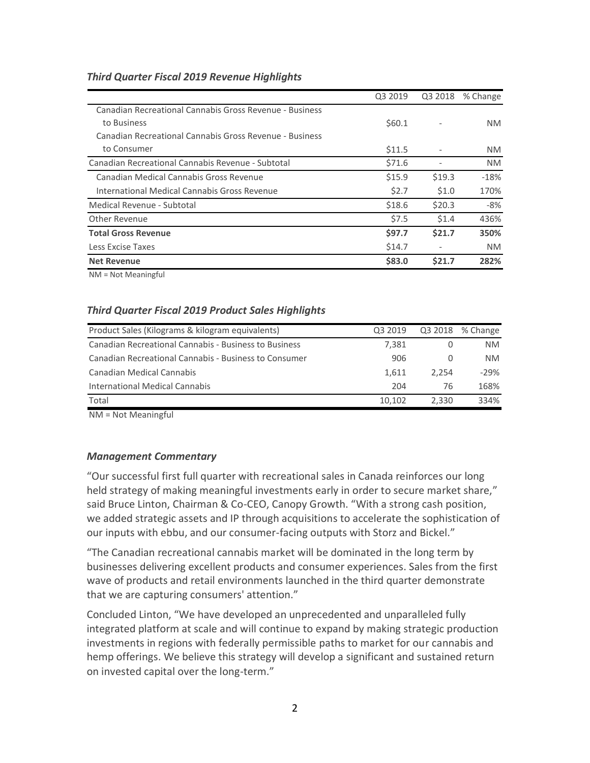### *Third Quarter Fiscal 2019 Revenue Highlights*

| | Q3 2019 | Q3 2018 | % Change |
|---|---|---|---|
| Canadian Recreational Cannabis Gross Revenue - Business to Business | $60.1 | - | NM |
| Canadian Recreational Cannabis Gross Revenue - Business to Consumer | $11.5 | - | NM |
| Canadian Recreational Cannabis Revenue - Subtotal | $71.6 | - | NM |
| Canadian Medical Cannabis Gross Revenue | $15.9 | $19.3 | -18% |
| International Medical Cannabis Gross Revenue | $2.7 | $1.0 | 170% |
| Medical Revenue - Subtotal | $18.6 | $20.3 | -8% |
| Other Revenue | $7.5 | $1.4 | 436% |
| **Total Gross Revenue** | **$97.7** | **$21.7** | **350%** |
| Less Excise Taxes | $14.7 | - | NM |
| **Net Revenue** | **$83.0** | **$21.7** | **282%** |

NM = Not Meaningful

### *Third Quarter Fiscal 2019 Product Sales Highlights*

| Product Sales (Kilograms & kilogram equivalents) | Q3 2019 | Q3 2018 | % Change |
|---|---|---|---|
| Canadian Recreational Cannabis - Business to Business | 7,381 | 0 | NM |
| Canadian Recreational Cannabis - Business to Consumer | 906 | 0 | NM |
| Canadian Medical Cannabis | 1,611 | 2,254 | -29% |
| International Medical Cannabis | 204 | 76 | 168% |
| Total | 10,102 | 2,330 | 334% |

NM = Not Meaningful

### *Management Commentary*

"Our successful first full quarter with recreational sales in Canada reinforces our long held strategy of making meaningful investments early in order to secure market share," said Bruce Linton, Chairman & Co-CEO, Canopy Growth. "With a strong cash position, we added strategic assets and IP through acquisitions to accelerate the sophistication of our inputs with ebbu, and our consumer-facing outputs with Storz and Bickel."

"The Canadian recreational cannabis market will be dominated in the long term by businesses delivering excellent products and consumer experiences. Sales from the first wave of products and retail environments launched in the third quarter demonstrate that we are capturing consumers' attention."

Concluded Linton, "We have developed an unprecedented and unparalleled fully integrated platform at scale and will continue to expand by making strategic production investments in regions with federally permissible paths to market for our cannabis and hemp offerings. We believe this strategy will develop a significant and sustained return on invested capital over the long-term."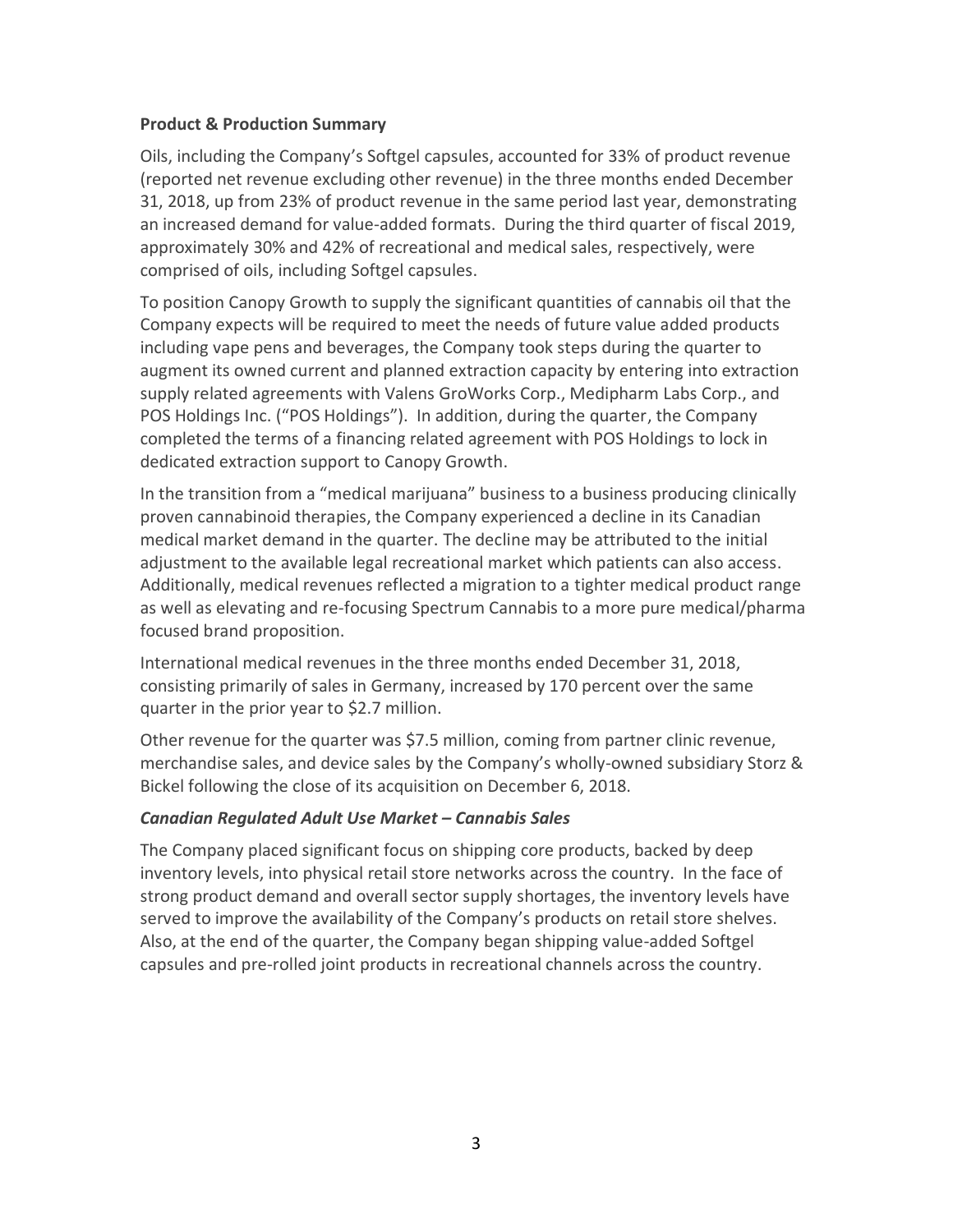**Product & Production Summary**

Oils, including the Company's Softgel capsules, accounted for 33% of product revenue (reported net revenue excluding other revenue) in the three months ended December 31, 2018, up from 23% of product revenue in the same period last year, demonstrating an increased demand for value-added formats. During the third quarter of fiscal 2019, approximately 30% and 42% of recreational and medical sales, respectively, were comprised of oils, including Softgel capsules.

To position Canopy Growth to supply the significant quantities of cannabis oil that the Company expects will be required to meet the needs of future value added products including vape pens and beverages, the Company took steps during the quarter to augment its owned current and planned extraction capacity by entering into extraction supply related agreements with Valens GroWorks Corp., Medipharm Labs Corp., and POS Holdings Inc. ("POS Holdings"). In addition, during the quarter, the Company completed the terms of a financing related agreement with POS Holdings to lock in dedicated extraction support to Canopy Growth.

In the transition from a "medical marijuana" business to a business producing clinically proven cannabinoid therapies, the Company experienced a decline in its Canadian medical market demand in the quarter. The decline may be attributed to the initial adjustment to the available legal recreational market which patients can also access. Additionally, medical revenues reflected a migration to a tighter medical product range as well as elevating and re-focusing Spectrum Cannabis to a more pure medical/pharma focused brand proposition.

International medical revenues in the three months ended December 31, 2018, consisting primarily of sales in Germany, increased by 170 percent over the same quarter in the prior year to $2.7 million.

Other revenue for the quarter was $7.5 million, coming from partner clinic revenue, merchandise sales, and device sales by the Company's wholly-owned subsidiary Storz & Bickel following the close of its acquisition on December 6, 2018.

***Canadian Regulated Adult Use Market – Cannabis Sales***

The Company placed significant focus on shipping core products, backed by deep inventory levels, into physical retail store networks across the country. In the face of strong product demand and overall sector supply shortages, the inventory levels have served to improve the availability of the Company's products on retail store shelves. Also, at the end of the quarter, the Company began shipping value-added Softgel capsules and pre-rolled joint products in recreational channels across the country.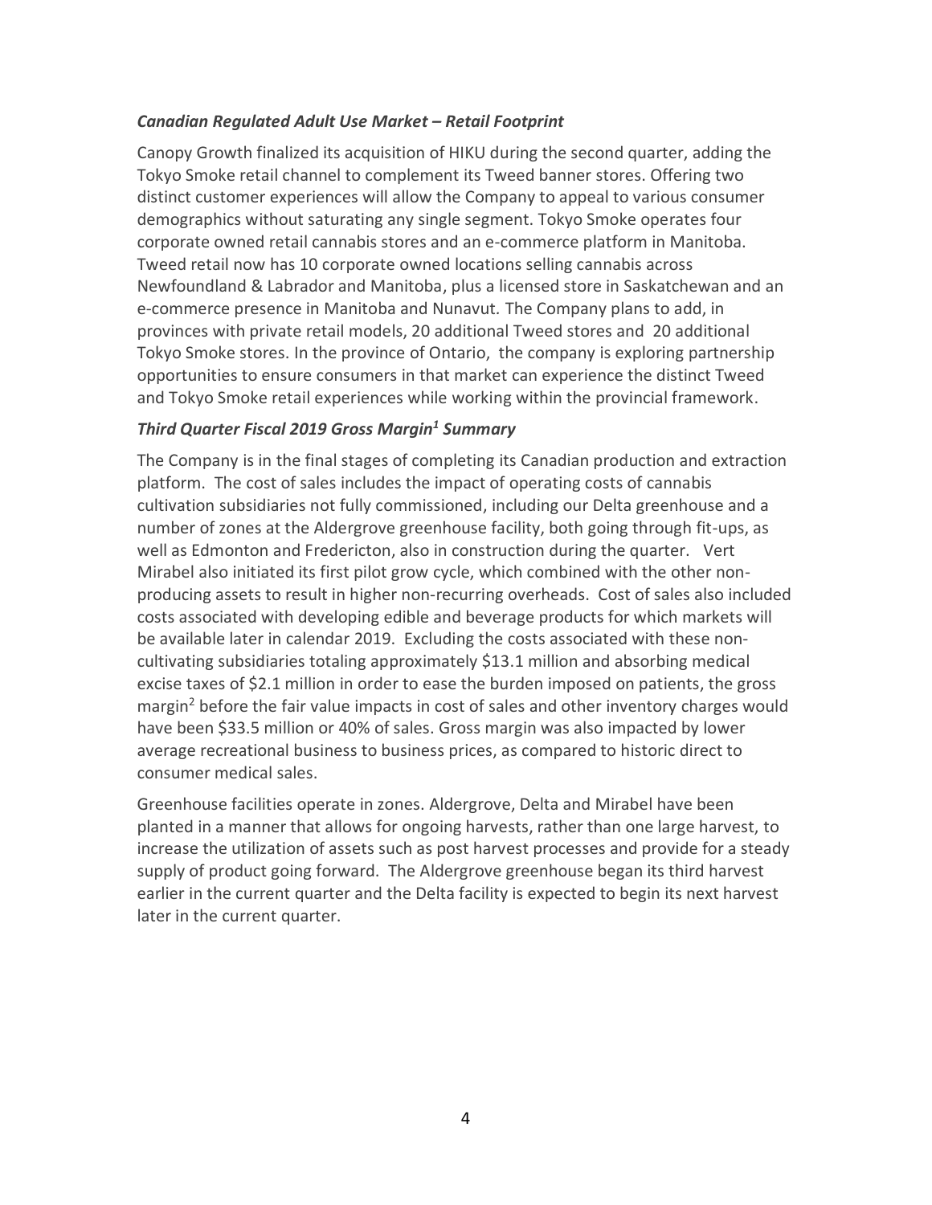### *Canadian Regulated Adult Use Market – Retail Footprint*

Canopy Growth finalized its acquisition of HIKU during the second quarter, adding the Tokyo Smoke retail channel to complement its Tweed banner stores. Offering two distinct customer experiences will allow the Company to appeal to various consumer demographics without saturating any single segment. Tokyo Smoke operates four corporate owned retail cannabis stores and an e-commerce platform in Manitoba. Tweed retail now has 10 corporate owned locations selling cannabis across Newfoundland & Labrador and Manitoba, plus a licensed store in Saskatchewan and an e-commerce presence in Manitoba and Nunavut. The Company plans to add, in provinces with private retail models, 20 additional Tweed stores and 20 additional Tokyo Smoke stores. In the province of Ontario, the company is exploring partnership opportunities to ensure consumers in that market can experience the distinct Tweed and Tokyo Smoke retail experiences while working within the provincial framework.

### *Third Quarter Fiscal 2019 Gross Margin[1] Summary*

The Company is in the final stages of completing its Canadian production and extraction platform. The cost of sales includes the impact of operating costs of cannabis cultivation subsidiaries not fully commissioned, including our Delta greenhouse and a number of zones at the Aldergrove greenhouse facility, both going through fit-ups, as well as Edmonton and Fredericton, also in construction during the quarter. Vert Mirabel also initiated its first pilot grow cycle, which combined with the other non-producing assets to result in higher non-recurring overheads. Cost of sales also included costs associated with developing edible and beverage products for which markets will be available later in calendar 2019. Excluding the costs associated with these non-cultivating subsidiaries totaling approximately $13.1 million and absorbing medical excise taxes of $2.1 million in order to ease the burden imposed on patients, the gross margin[2] before the fair value impacts in cost of sales and other inventory charges would have been $33.5 million or 40% of sales. Gross margin was also impacted by lower average recreational business to business prices, as compared to historic direct to consumer medical sales.

Greenhouse facilities operate in zones. Aldergrove, Delta and Mirabel have been planted in a manner that allows for ongoing harvests, rather than one large harvest, to increase the utilization of assets such as post harvest processes and provide for a steady supply of product going forward. The Aldergrove greenhouse began its third harvest earlier in the current quarter and the Delta facility is expected to begin its next harvest later in the current quarter.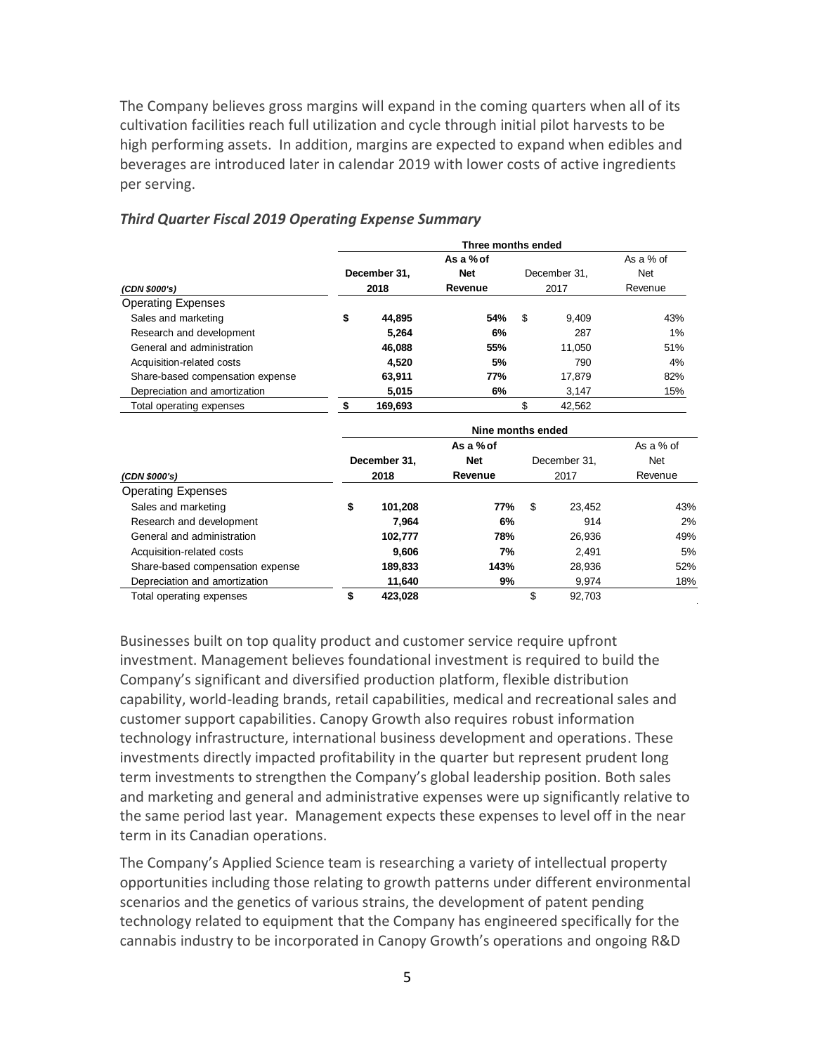The Company believes gross margins will expand in the coming quarters when all of its cultivation facilities reach full utilization and cycle through initial pilot harvests to be high performing assets. In addition, margins are expected to expand when edibles and beverages are introduced later in calendar 2019 with lower costs of active ingredients per serving.

### *Third Quarter Fiscal 2019 Operating Expense Summary*

| | Three months ended | | | |
|---|---|---|---|---|
| *(CDN $000's)* | **December 31, 2018** | **As a % of Net Revenue** | December 31, 2017 | As a % of Net Revenue |
| Operating Expenses | | | | |
| Sales and marketing | **$ 44,895** | **54%** | $ 9,409 | 43% |
| Research and development | **5,264** | **6%** | 287 | 1% |
| General and administration | **46,088** | **55%** | 11,050 | 51% |
| Acquisition-related costs | **4,520** | **5%** | 790 | 4% |
| Share-based compensation expense | **63,911** | **77%** | 17,879 | 82% |
| Depreciation and amortization | **5,015** | **6%** | 3,147 | 15% |
| Total operating expenses | **$ 169,693** | | $ 42,562 | |

| | Nine months ended | | | |
|---|---|---|---|---|
| *(CDN $000's)* | **December 31, 2018** | **As a % of Net Revenue** | December 31, 2017 | As a % of Net Revenue |
| Operating Expenses | | | | |
| Sales and marketing | **$ 101,208** | **77%** | $ 23,452 | 43% |
| Research and development | **7,964** | **6%** | 914 | 2% |
| General and administration | **102,777** | **78%** | 26,936 | 49% |
| Acquisition-related costs | **9,606** | **7%** | 2,491 | 5% |
| Share-based compensation expense | **189,833** | **143%** | 28,936 | 52% |
| Depreciation and amortization | **11,640** | **9%** | 9,974 | 18% |
| Total operating expenses | **$ 423,028** | | $ 92,703 | |

Businesses built on top quality product and customer service require upfront investment. Management believes foundational investment is required to build the Company's significant and diversified production platform, flexible distribution capability, world-leading brands, retail capabilities, medical and recreational sales and customer support capabilities. Canopy Growth also requires robust information technology infrastructure, international business development and operations. These investments directly impacted profitability in the quarter but represent prudent long term investments to strengthen the Company's global leadership position. Both sales and marketing and general and administrative expenses were up significantly relative to the same period last year. Management expects these expenses to level off in the near term in its Canadian operations.

The Company's Applied Science team is researching a variety of intellectual property opportunities including those relating to growth patterns under different environmental scenarios and the genetics of various strains, the development of patent pending technology related to equipment that the Company has engineered specifically for the cannabis industry to be incorporated in Canopy Growth's operations and ongoing R&D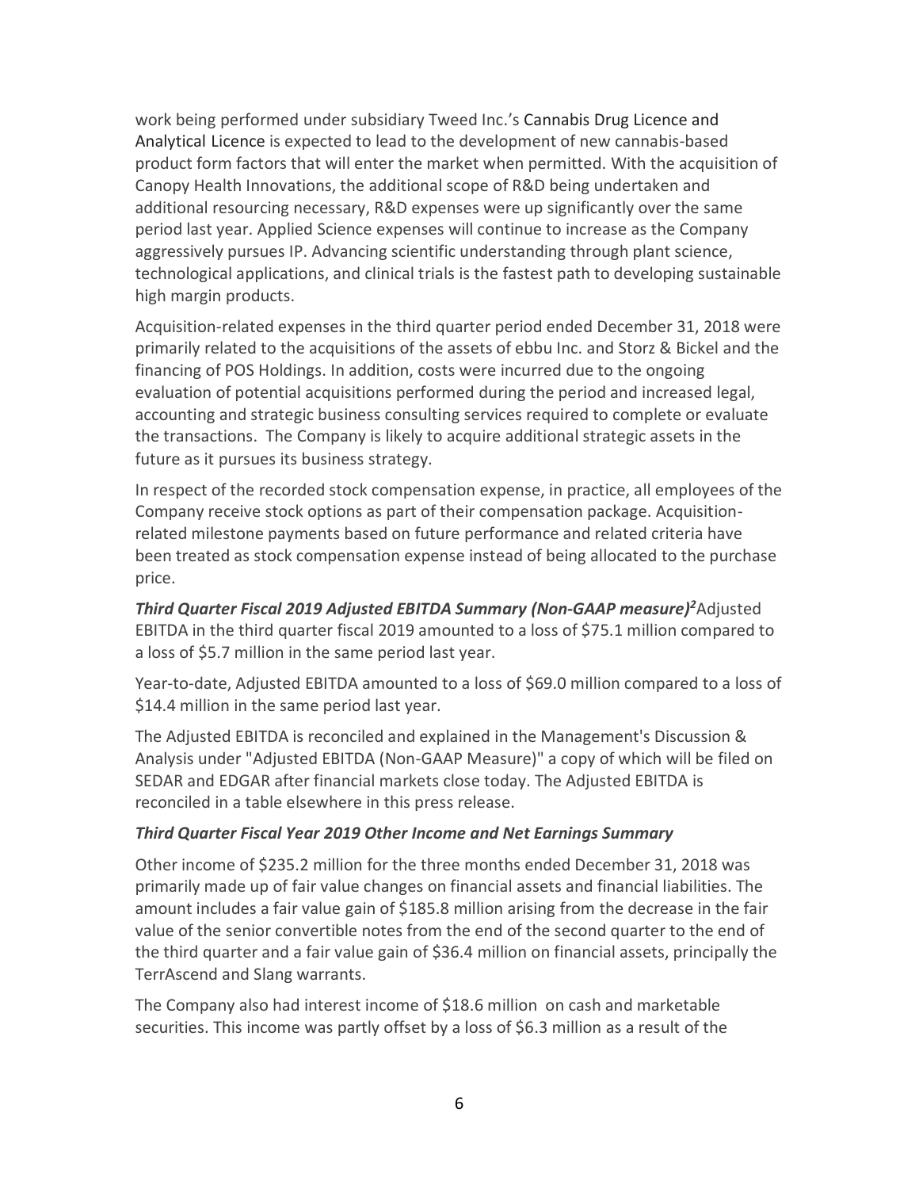work being performed under subsidiary Tweed Inc.'s Cannabis Drug Licence and Analytical Licence is expected to lead to the development of new cannabis-based product form factors that will enter the market when permitted. With the acquisition of Canopy Health Innovations, the additional scope of R&D being undertaken and additional resourcing necessary, R&D expenses were up significantly over the same period last year. Applied Science expenses will continue to increase as the Company aggressively pursues IP. Advancing scientific understanding through plant science, technological applications, and clinical trials is the fastest path to developing sustainable high margin products.

Acquisition-related expenses in the third quarter period ended December 31, 2018 were primarily related to the acquisitions of the assets of ebbu Inc. and Storz & Bickel and the financing of POS Holdings. In addition, costs were incurred due to the ongoing evaluation of potential acquisitions performed during the period and increased legal, accounting and strategic business consulting services required to complete or evaluate the transactions. The Company is likely to acquire additional strategic assets in the future as it pursues its business strategy.

In respect of the recorded stock compensation expense, in practice, all employees of the Company receive stock options as part of their compensation package. Acquisition-related milestone payments based on future performance and related criteria have been treated as stock compensation expense instead of being allocated to the purchase price.

***Third Quarter Fiscal 2019 Adjusted EBITDA Summary (Non-GAAP measure)[2]*** Adjusted EBITDA in the third quarter fiscal 2019 amounted to a loss of $75.1 million compared to a loss of $5.7 million in the same period last year.

Year-to-date, Adjusted EBITDA amounted to a loss of $69.0 million compared to a loss of $14.4 million in the same period last year.

The Adjusted EBITDA is reconciled and explained in the Management's Discussion & Analysis under "Adjusted EBITDA (Non-GAAP Measure)" a copy of which will be filed on SEDAR and EDGAR after financial markets close today. The Adjusted EBITDA is reconciled in a table elsewhere in this press release.

***Third Quarter Fiscal Year 2019 Other Income and Net Earnings Summary***

Other income of $235.2 million for the three months ended December 31, 2018 was primarily made up of fair value changes on financial assets and financial liabilities. The amount includes a fair value gain of $185.8 million arising from the decrease in the fair value of the senior convertible notes from the end of the second quarter to the end of the third quarter and a fair value gain of $36.4 million on financial assets, principally the TerrAscend and Slang warrants.

The Company also had interest income of $18.6 million on cash and marketable securities. This income was partly offset by a loss of $6.3 million as a result of the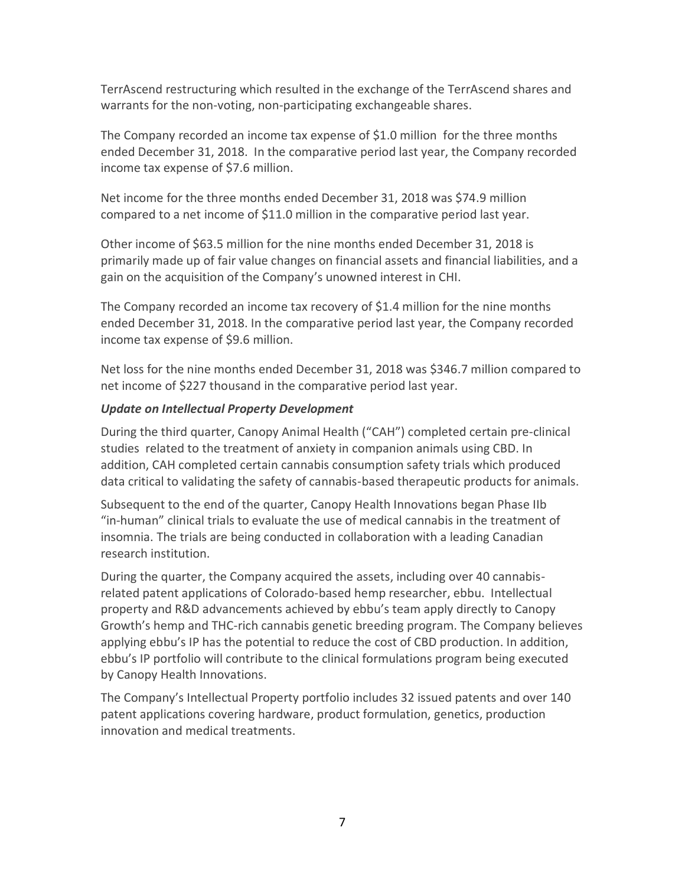TerrAscend restructuring which resulted in the exchange of the TerrAscend shares and warrants for the non-voting, non-participating exchangeable shares.

The Company recorded an income tax expense of $1.0 million for the three months ended December 31, 2018. In the comparative period last year, the Company recorded income tax expense of $7.6 million.

Net income for the three months ended December 31, 2018 was $74.9 million compared to a net income of $11.0 million in the comparative period last year.

Other income of $63.5 million for the nine months ended December 31, 2018 is primarily made up of fair value changes on financial assets and financial liabilities, and a gain on the acquisition of the Company's unowned interest in CHI.

The Company recorded an income tax recovery of $1.4 million for the nine months ended December 31, 2018. In the comparative period last year, the Company recorded income tax expense of $9.6 million.

Net loss for the nine months ended December 31, 2018 was $346.7 million compared to net income of $227 thousand in the comparative period last year.

***Update on Intellectual Property Development***

During the third quarter, Canopy Animal Health ("CAH") completed certain pre-clinical studies related to the treatment of anxiety in companion animals using CBD. In addition, CAH completed certain cannabis consumption safety trials which produced data critical to validating the safety of cannabis-based therapeutic products for animals.

Subsequent to the end of the quarter, Canopy Health Innovations began Phase IIb "in-human" clinical trials to evaluate the use of medical cannabis in the treatment of insomnia. The trials are being conducted in collaboration with a leading Canadian research institution.

During the quarter, the Company acquired the assets, including over 40 cannabis-related patent applications of Colorado-based hemp researcher, ebbu. Intellectual property and R&D advancements achieved by ebbu's team apply directly to Canopy Growth's hemp and THC-rich cannabis genetic breeding program. The Company believes applying ebbu's IP has the potential to reduce the cost of CBD production. In addition, ebbu's IP portfolio will contribute to the clinical formulations program being executed by Canopy Health Innovations.

The Company's Intellectual Property portfolio includes 32 issued patents and over 140 patent applications covering hardware, product formulation, genetics, production innovation and medical treatments.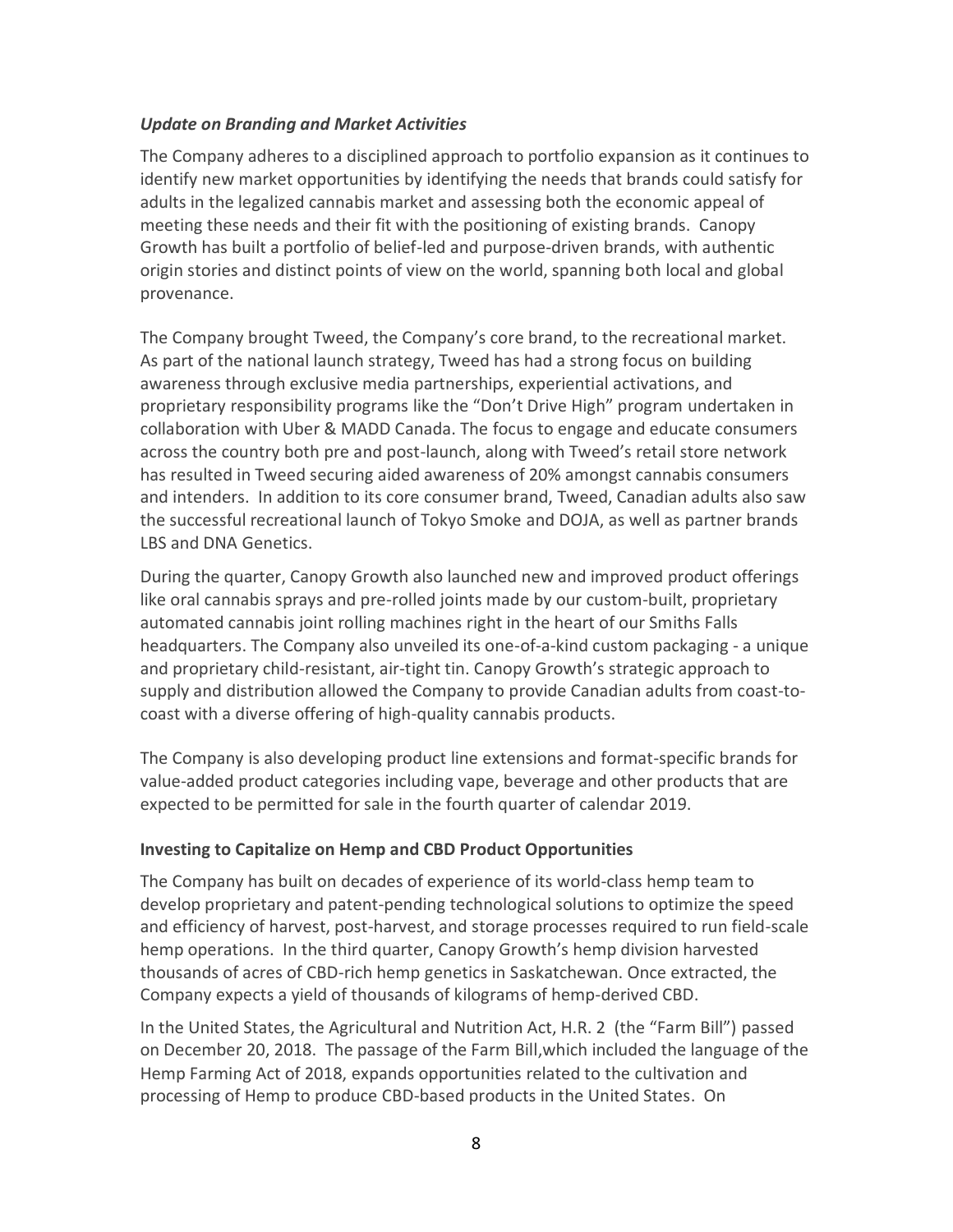### *Update on Branding and Market Activities*

The Company adheres to a disciplined approach to portfolio expansion as it continues to identify new market opportunities by identifying the needs that brands could satisfy for adults in the legalized cannabis market and assessing both the economic appeal of meeting these needs and their fit with the positioning of existing brands. Canopy Growth has built a portfolio of belief-led and purpose-driven brands, with authentic origin stories and distinct points of view on the world, spanning both local and global provenance.

The Company brought Tweed, the Company's core brand, to the recreational market. As part of the national launch strategy, Tweed has had a strong focus on building awareness through exclusive media partnerships, experiential activations, and proprietary responsibility programs like the "Don't Drive High" program undertaken in collaboration with Uber & MADD Canada. The focus to engage and educate consumers across the country both pre and post-launch, along with Tweed's retail store network has resulted in Tweed securing aided awareness of 20% amongst cannabis consumers and intenders. In addition to its core consumer brand, Tweed, Canadian adults also saw the successful recreational launch of Tokyo Smoke and DOJA, as well as partner brands LBS and DNA Genetics.

During the quarter, Canopy Growth also launched new and improved product offerings like oral cannabis sprays and pre-rolled joints made by our custom-built, proprietary automated cannabis joint rolling machines right in the heart of our Smiths Falls headquarters. The Company also unveiled its one-of-a-kind custom packaging - a unique and proprietary child-resistant, air-tight tin. Canopy Growth's strategic approach to supply and distribution allowed the Company to provide Canadian adults from coast-to-coast with a diverse offering of high-quality cannabis products.

The Company is also developing product line extensions and format-specific brands for value-added product categories including vape, beverage and other products that are expected to be permitted for sale in the fourth quarter of calendar 2019.

### **Investing to Capitalize on Hemp and CBD Product Opportunities**

The Company has built on decades of experience of its world-class hemp team to develop proprietary and patent-pending technological solutions to optimize the speed and efficiency of harvest, post-harvest, and storage processes required to run field-scale hemp operations. In the third quarter, Canopy Growth's hemp division harvested thousands of acres of CBD-rich hemp genetics in Saskatchewan. Once extracted, the Company expects a yield of thousands of kilograms of hemp-derived CBD.

In the United States, the Agricultural and Nutrition Act, H.R. 2 (the "Farm Bill") passed on December 20, 2018. The passage of the Farm Bill,which included the language of the Hemp Farming Act of 2018, expands opportunities related to the cultivation and processing of Hemp to produce CBD-based products in the United States. On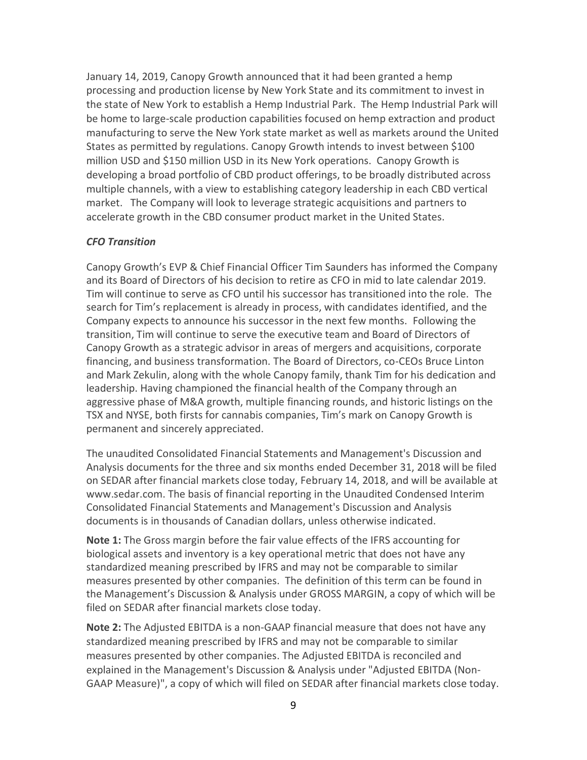January 14, 2019, Canopy Growth announced that it had been granted a hemp processing and production license by New York State and its commitment to invest in the state of New York to establish a Hemp Industrial Park. The Hemp Industrial Park will be home to large-scale production capabilities focused on hemp extraction and product manufacturing to serve the New York state market as well as markets around the United States as permitted by regulations. Canopy Growth intends to invest between $100 million USD and $150 million USD in its New York operations. Canopy Growth is developing a broad portfolio of CBD product offerings, to be broadly distributed across multiple channels, with a view to establishing category leadership in each CBD vertical market. The Company will look to leverage strategic acquisitions and partners to accelerate growth in the CBD consumer product market in the United States.

***CFO Transition***

Canopy Growth's EVP & Chief Financial Officer Tim Saunders has informed the Company and its Board of Directors of his decision to retire as CFO in mid to late calendar 2019. Tim will continue to serve as CFO until his successor has transitioned into the role. The search for Tim's replacement is already in process, with candidates identified, and the Company expects to announce his successor in the next few months. Following the transition, Tim will continue to serve the executive team and Board of Directors of Canopy Growth as a strategic advisor in areas of mergers and acquisitions, corporate financing, and business transformation. The Board of Directors, co-CEOs Bruce Linton and Mark Zekulin, along with the whole Canopy family, thank Tim for his dedication and leadership. Having championed the financial health of the Company through an aggressive phase of M&A growth, multiple financing rounds, and historic listings on the TSX and NYSE, both firsts for cannabis companies, Tim's mark on Canopy Growth is permanent and sincerely appreciated.

The unaudited Consolidated Financial Statements and Management's Discussion and Analysis documents for the three and six months ended December 31, 2018 will be filed on SEDAR after financial markets close today, February 14, 2018, and will be available at www.sedar.com. The basis of financial reporting in the Unaudited Condensed Interim Consolidated Financial Statements and Management's Discussion and Analysis documents is in thousands of Canadian dollars, unless otherwise indicated.

**Note 1:** The Gross margin before the fair value effects of the IFRS accounting for biological assets and inventory is a key operational metric that does not have any standardized meaning prescribed by IFRS and may not be comparable to similar measures presented by other companies. The definition of this term can be found in the Management's Discussion & Analysis under GROSS MARGIN, a copy of which will be filed on SEDAR after financial markets close today.

**Note 2:** The Adjusted EBITDA is a non-GAAP financial measure that does not have any standardized meaning prescribed by IFRS and may not be comparable to similar measures presented by other companies. The Adjusted EBITDA is reconciled and explained in the Management's Discussion & Analysis under "Adjusted EBITDA (Non-GAAP Measure)", a copy of which will filed on SEDAR after financial markets close today.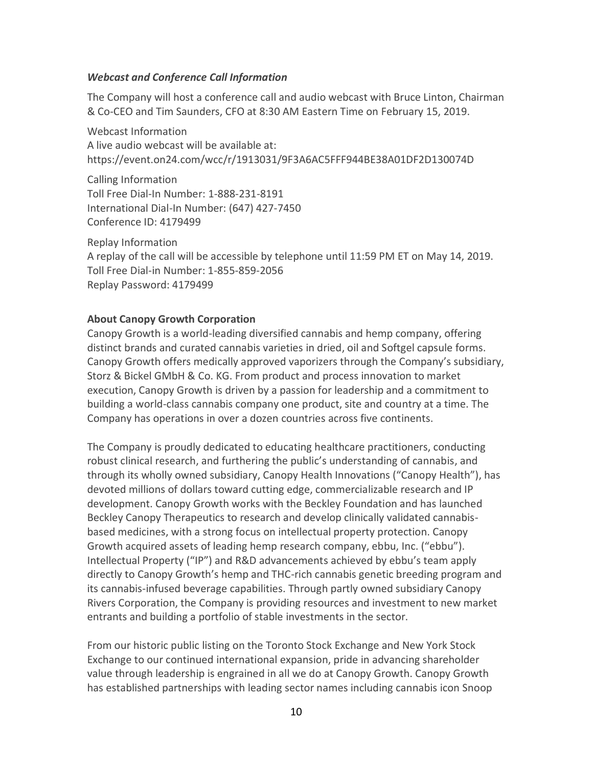### *Webcast and Conference Call Information*

The Company will host a conference call and audio webcast with Bruce Linton, Chairman & Co-CEO and Tim Saunders, CFO at 8:30 AM Eastern Time on February 15, 2019.

Webcast Information
A live audio webcast will be available at:
https://event.on24.com/wcc/r/1913031/9F3A6AC5FFF944BE38A01DF2D130074D

Calling Information
Toll Free Dial-In Number: 1-888-231-8191
International Dial-In Number: (647) 427-7450
Conference ID: 4179499

Replay Information
A replay of the call will be accessible by telephone until 11:59 PM ET on May 14, 2019.
Toll Free Dial-in Number: 1-855-859-2056
Replay Password: 4179499

**About Canopy Growth Corporation**

Canopy Growth is a world-leading diversified cannabis and hemp company, offering distinct brands and curated cannabis varieties in dried, oil and Softgel capsule forms. Canopy Growth offers medically approved vaporizers through the Company's subsidiary, Storz & Bickel GMbH & Co. KG. From product and process innovation to market execution, Canopy Growth is driven by a passion for leadership and a commitment to building a world-class cannabis company one product, site and country at a time. The Company has operations in over a dozen countries across five continents.

The Company is proudly dedicated to educating healthcare practitioners, conducting robust clinical research, and furthering the public's understanding of cannabis, and through its wholly owned subsidiary, Canopy Health Innovations ("Canopy Health"), has devoted millions of dollars toward cutting edge, commercializable research and IP development. Canopy Growth works with the Beckley Foundation and has launched Beckley Canopy Therapeutics to research and develop clinically validated cannabis-based medicines, with a strong focus on intellectual property protection. Canopy Growth acquired assets of leading hemp research company, ebbu, Inc. ("ebbu"). Intellectual Property ("IP") and R&D advancements achieved by ebbu's team apply directly to Canopy Growth's hemp and THC-rich cannabis genetic breeding program and its cannabis-infused beverage capabilities. Through partly owned subsidiary Canopy Rivers Corporation, the Company is providing resources and investment to new market entrants and building a portfolio of stable investments in the sector.

From our historic public listing on the Toronto Stock Exchange and New York Stock Exchange to our continued international expansion, pride in advancing shareholder value through leadership is engrained in all we do at Canopy Growth. Canopy Growth has established partnerships with leading sector names including cannabis icon Snoop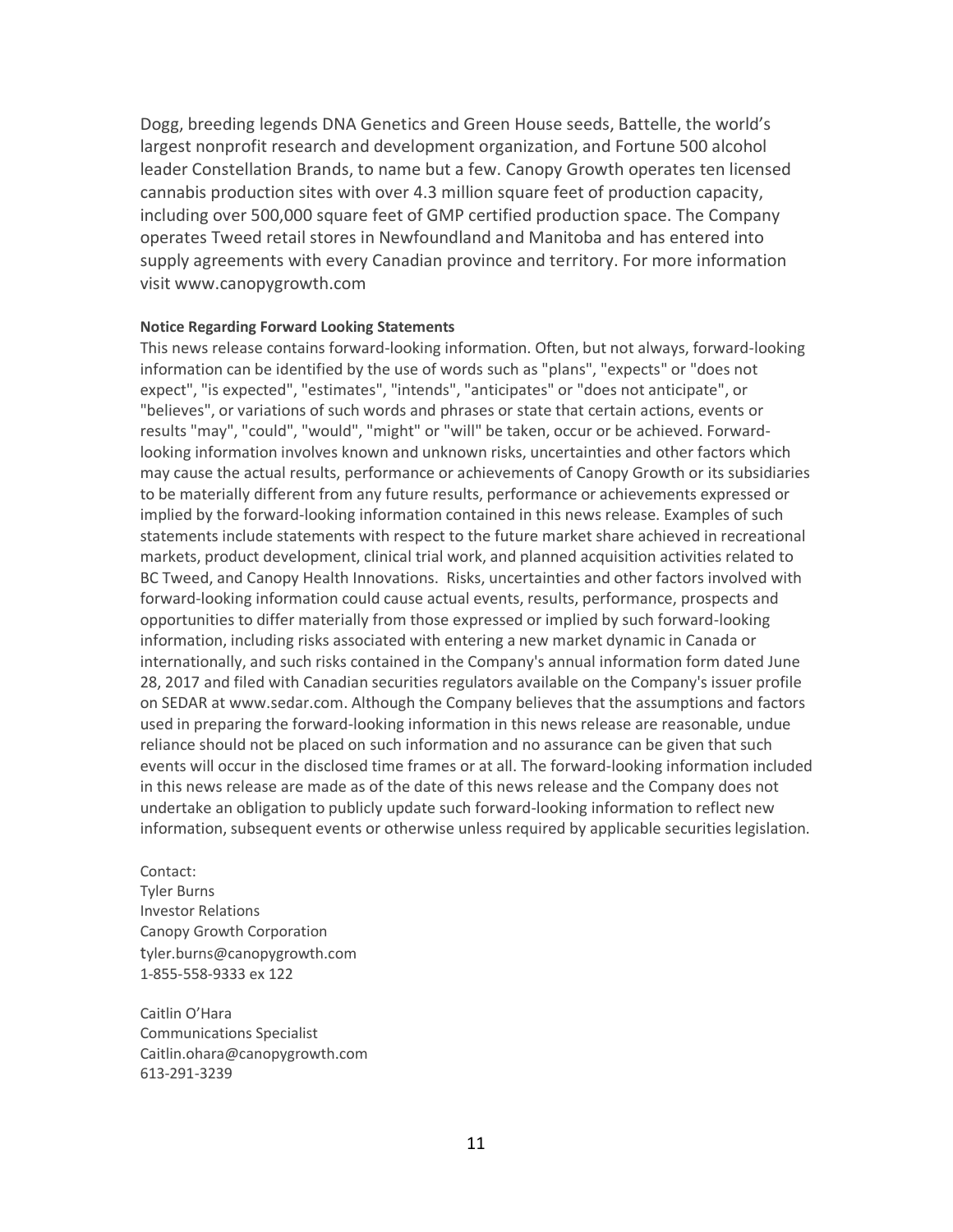Dogg, breeding legends DNA Genetics and Green House seeds, Battelle, the world's largest nonprofit research and development organization, and Fortune 500 alcohol leader Constellation Brands, to name but a few. Canopy Growth operates ten licensed cannabis production sites with over 4.3 million square feet of production capacity, including over 500,000 square feet of GMP certified production space. The Company operates Tweed retail stores in Newfoundland and Manitoba and has entered into supply agreements with every Canadian province and territory. For more information visit www.canopygrowth.com

**Notice Regarding Forward Looking Statements**

This news release contains forward-looking information. Often, but not always, forward-looking information can be identified by the use of words such as "plans", "expects" or "does not expect", "is expected", "estimates", "intends", "anticipates" or "does not anticipate", or "believes", or variations of such words and phrases or state that certain actions, events or results "may", "could", "would", "might" or "will" be taken, occur or be achieved. Forward-looking information involves known and unknown risks, uncertainties and other factors which may cause the actual results, performance or achievements of Canopy Growth or its subsidiaries to be materially different from any future results, performance or achievements expressed or implied by the forward-looking information contained in this news release. Examples of such statements include statements with respect to the future market share achieved in recreational markets, product development, clinical trial work, and planned acquisition activities related to BC Tweed, and Canopy Health Innovations. Risks, uncertainties and other factors involved with forward-looking information could cause actual events, results, performance, prospects and opportunities to differ materially from those expressed or implied by such forward-looking information, including risks associated with entering a new market dynamic in Canada or internationally, and such risks contained in the Company's annual information form dated June 28, 2017 and filed with Canadian securities regulators available on the Company's issuer profile on SEDAR at www.sedar.com. Although the Company believes that the assumptions and factors used in preparing the forward-looking information in this news release are reasonable, undue reliance should not be placed on such information and no assurance can be given that such events will occur in the disclosed time frames or at all. The forward-looking information included in this news release are made as of the date of this news release and the Company does not undertake an obligation to publicly update such forward-looking information to reflect new information, subsequent events or otherwise unless required by applicable securities legislation.

Contact:
Tyler Burns
Investor Relations
Canopy Growth Corporation
tyler.burns@canopygrowth.com
1-855-558-9333 ex 122

Caitlin O'Hara
Communications Specialist
Caitlin.ohara@canopygrowth.com
613-291-3239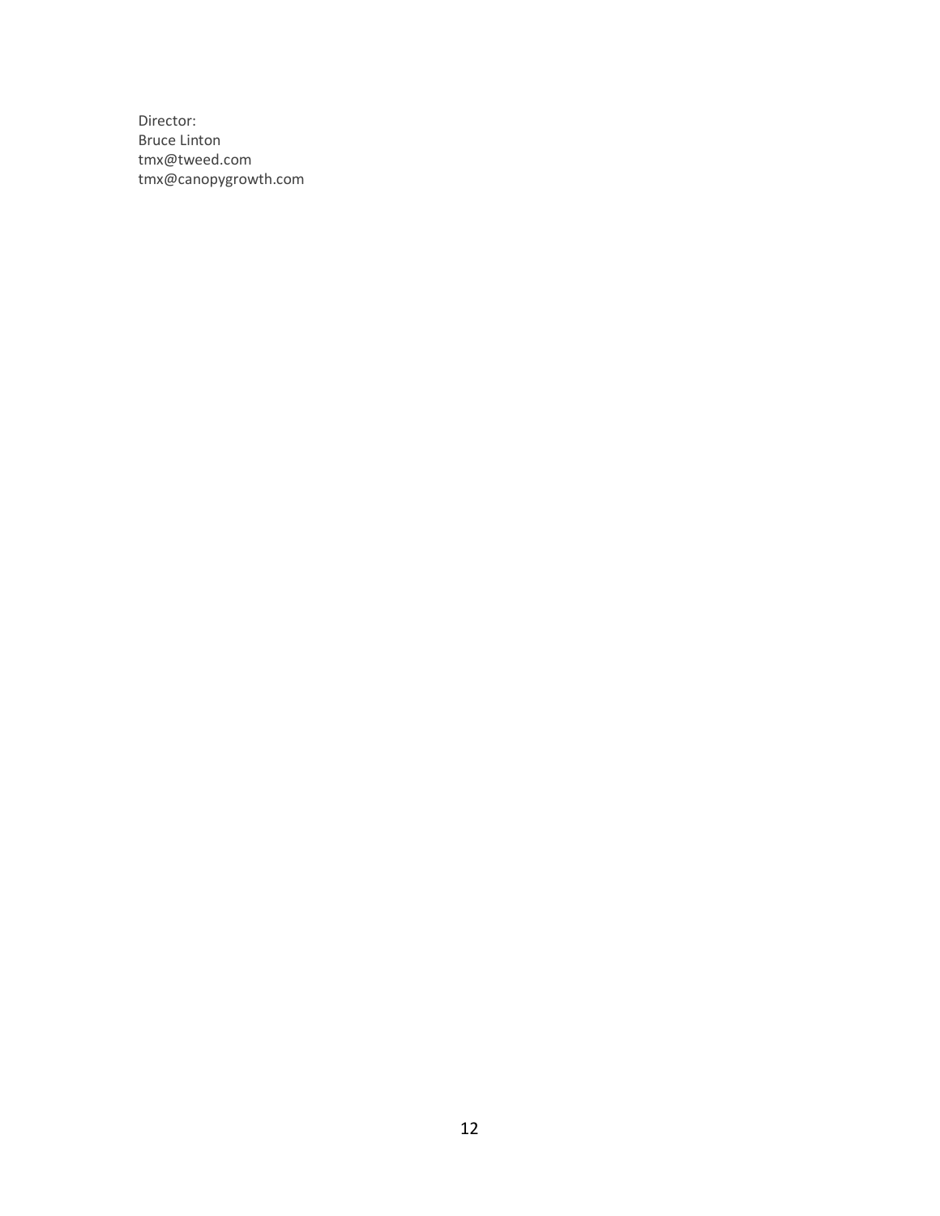Director:
Bruce Linton
tmx@tweed.com
tmx@canopygrowth.com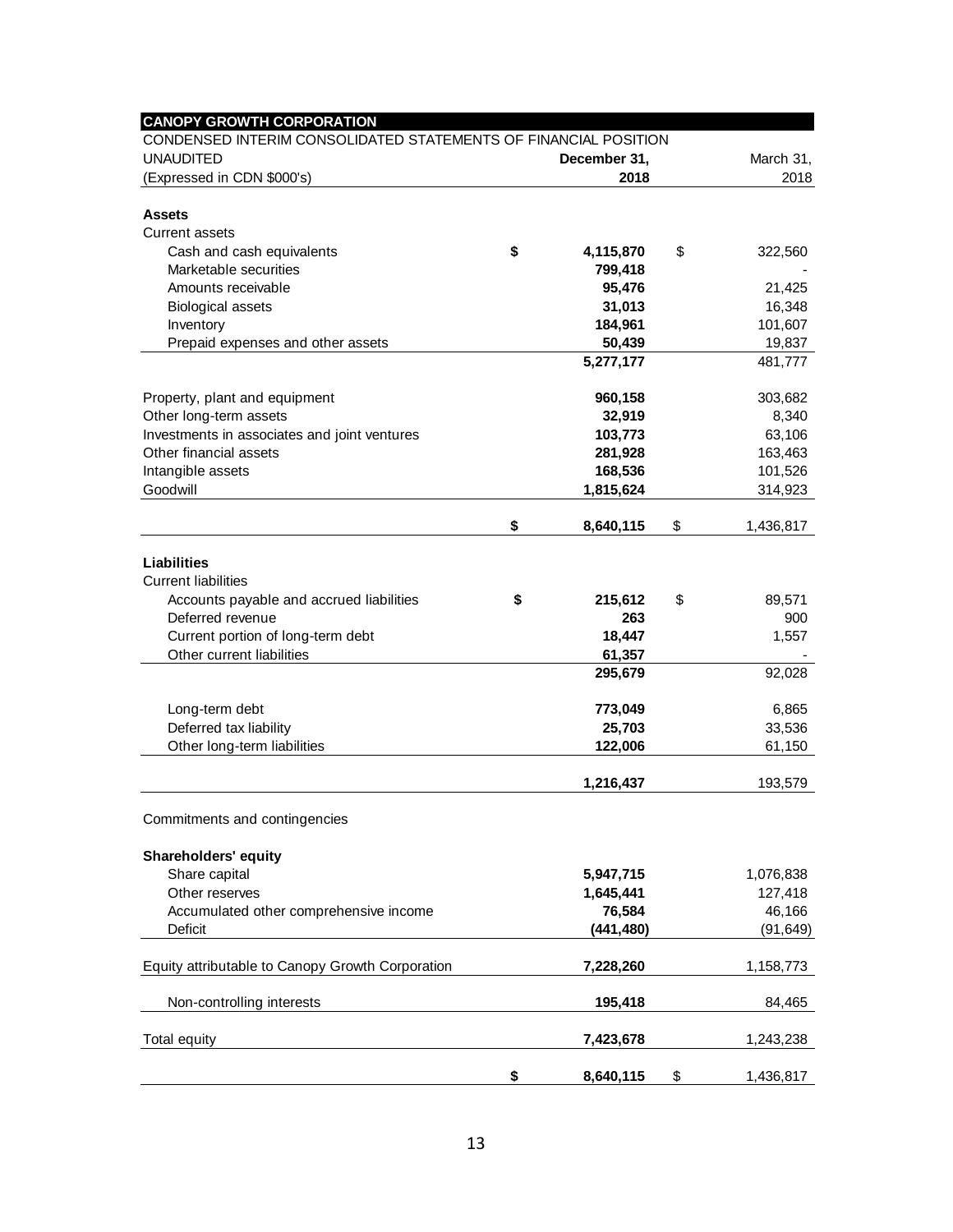**CANOPY GROWTH CORPORATION**

CONDENSED INTERIM CONSOLIDATED STATEMENTS OF FINANCIAL POSITION

| UNAUDITED<br>(Expressed in CDN $000's) | December 31, 2018 | March 31, 2018 |
|---|---|---|
| **Assets** | | |
| Current assets | | |
| Cash and cash equivalents | **$ 4,115,870** | $ 322,560 |
| Marketable securities | **799,418** | - |
| Amounts receivable | **95,476** | 21,425 |
| Biological assets | **31,013** | 16,348 |
| Inventory | **184,961** | 101,607 |
| Prepaid expenses and other assets | **50,439** | 19,837 |
| | **5,277,177** | 481,777 |
| Property, plant and equipment | **960,158** | 303,682 |
| Other long-term assets | **32,919** | 8,340 |
| Investments in associates and joint ventures | **103,773** | 63,106 |
| Other financial assets | **281,928** | 163,463 |
| Intangible assets | **168,536** | 101,526 |
| Goodwill | **1,815,624** | 314,923 |
| | **$ 8,640,115** | $ 1,436,817 |
| **Liabilities** | | |
| Current liabilities | | |
| Accounts payable and accrued liabilities | **$ 215,612** | $ 89,571 |
| Deferred revenue | **263** | 900 |
| Current portion of long-term debt | **18,447** | 1,557 |
| Other current liabilities | **61,357** | - |
| | **295,679** | 92,028 |
| Long-term debt | **773,049** | 6,865 |
| Deferred tax liability | **25,703** | 33,536 |
| Other long-term liabilities | **122,006** | 61,150 |
| | **1,216,437** | 193,579 |
| Commitments and contingencies | | |
| **Shareholders' equity** | | |
| Share capital | **5,947,715** | 1,076,838 |
| Other reserves | **1,645,441** | 127,418 |
| Accumulated other comprehensive income | **76,584** | 46,166 |
| Deficit | **(441,480)** | (91,649) |
| Equity attributable to Canopy Growth Corporation | **7,228,260** | 1,158,773 |
| Non-controlling interests | **195,418** | 84,465 |
| Total equity | **7,423,678** | 1,243,238 |
| | **$ 8,640,115** | $ 1,436,817 |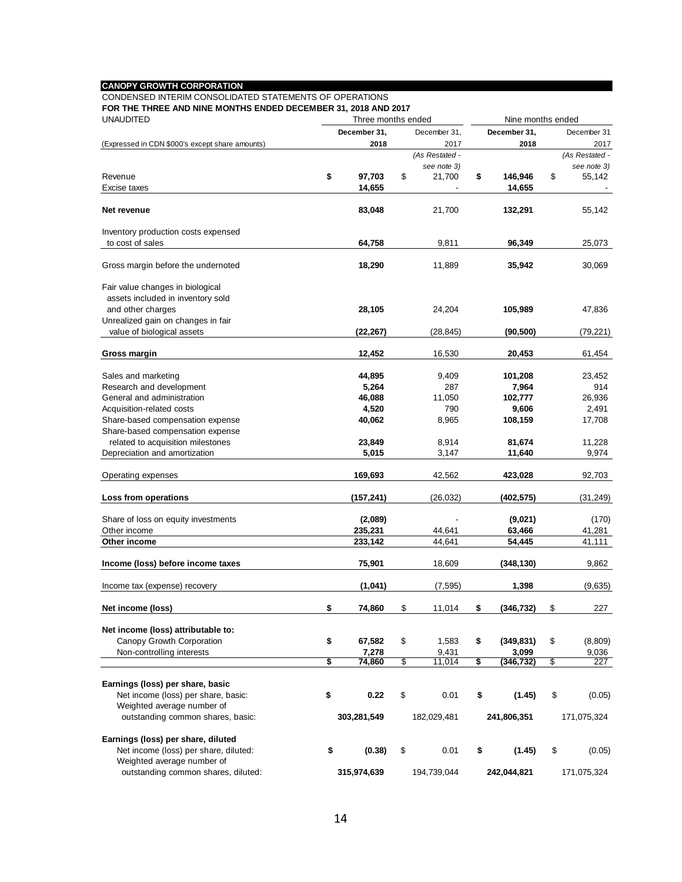**CANOPY GROWTH CORPORATION**

CONDENSED INTERIM CONSOLIDATED STATEMENTS OF OPERATIONS

**FOR THE THREE AND NINE MONTHS ENDED DECEMBER 31, 2018 AND 2017**

UNAUDITED

| (Expressed in CDN $000's except share amounts) | Three months ended | | Nine months ended | |
|---|---|---|---|---|
| | **December 31, 2018** | December 31, 2017 *(As Restated - see note 3)* | **December 31, 2018** | December 31 2017 *(As Restated - see note 3)* |
| Revenue | **$ 97,703** | $ 21,700 | **$ 146,946** | $ 55,142 |
| Excise taxes | **14,655** | - | **14,655** | - |
| **Net revenue** | **83,048** | 21,700 | **132,291** | 55,142 |
| Inventory production costs expensed to cost of sales | **64,758** | 9,811 | **96,349** | 25,073 |
| Gross margin before the undernoted | **18,290** | 11,889 | **35,942** | 30,069 |
| Fair value changes in biological assets included in inventory sold and other charges | **28,105** | 24,204 | **105,989** | 47,836 |
| Unrealized gain on changes in fair value of biological assets | **(22,267)** | (28,845) | **(90,500)** | (79,221) |
| **Gross margin** | **12,452** | 16,530 | **20,453** | 61,454 |
| Sales and marketing | **44,895** | 9,409 | **101,208** | 23,452 |
| Research and development | **5,264** | 287 | **7,964** | 914 |
| General and administration | **46,088** | 11,050 | **102,777** | 26,936 |
| Acquisition-related costs | **4,520** | 790 | **9,606** | 2,491 |
| Share-based compensation expense | **40,062** | 8,965 | **108,159** | 17,708 |
| Share-based compensation expense related to acquisition milestones | **23,849** | 8,914 | **81,674** | 11,228 |
| Depreciation and amortization | **5,015** | 3,147 | **11,640** | 9,974 |
| Operating expenses | **169,693** | 42,562 | **423,028** | 92,703 |
| **Loss from operations** | **(157,241)** | (26,032) | **(402,575)** | (31,249) |
| Share of loss on equity investments | **(2,089)** | - | **(9,021)** | (170) |
| Other income | **235,231** | 44,641 | **63,466** | 41,281 |
| **Other income** | **233,142** | 44,641 | **54,445** | 41,111 |
| **Income (loss) before income taxes** | **75,901** | 18,609 | **(348,130)** | 9,862 |
| Income tax (expense) recovery | **(1,041)** | (7,595) | **1,398** | (9,635) |
| **Net income (loss)** | **$ 74,860** | $ 11,014 | **$ (346,732)** | $ 227 |
| **Net income (loss) attributable to:** | | | | |
| Canopy Growth Corporation | **$ 67,582** | $ 1,583 | **$ (349,831)** | $ (8,809) |
| Non-controlling interests | **7,278** | 9,431 | **3,099** | 9,036 |
| | **$ 74,860** | $ 11,014 | **$ (346,732)** | $ 227 |
| **Earnings (loss) per share, basic** | | | | |
| Net income (loss) per share, basic: | **$ 0.22** | $ 0.01 | **$ (1.45)** | $ (0.05) |
| Weighted average number of outstanding common shares, basic: | **303,281,549** | 182,029,481 | **241,806,351** | 171,075,324 |
| **Earnings (loss) per share, diluted** | | | | |
| Net income (loss) per share, diluted: | **$ (0.38)** | $ 0.01 | **$ (1.45)** | $ (0.05) |
| Weighted average number of outstanding common shares, diluted: | **315,974,639** | 194,739,044 | **242,044,821** | 171,075,324 |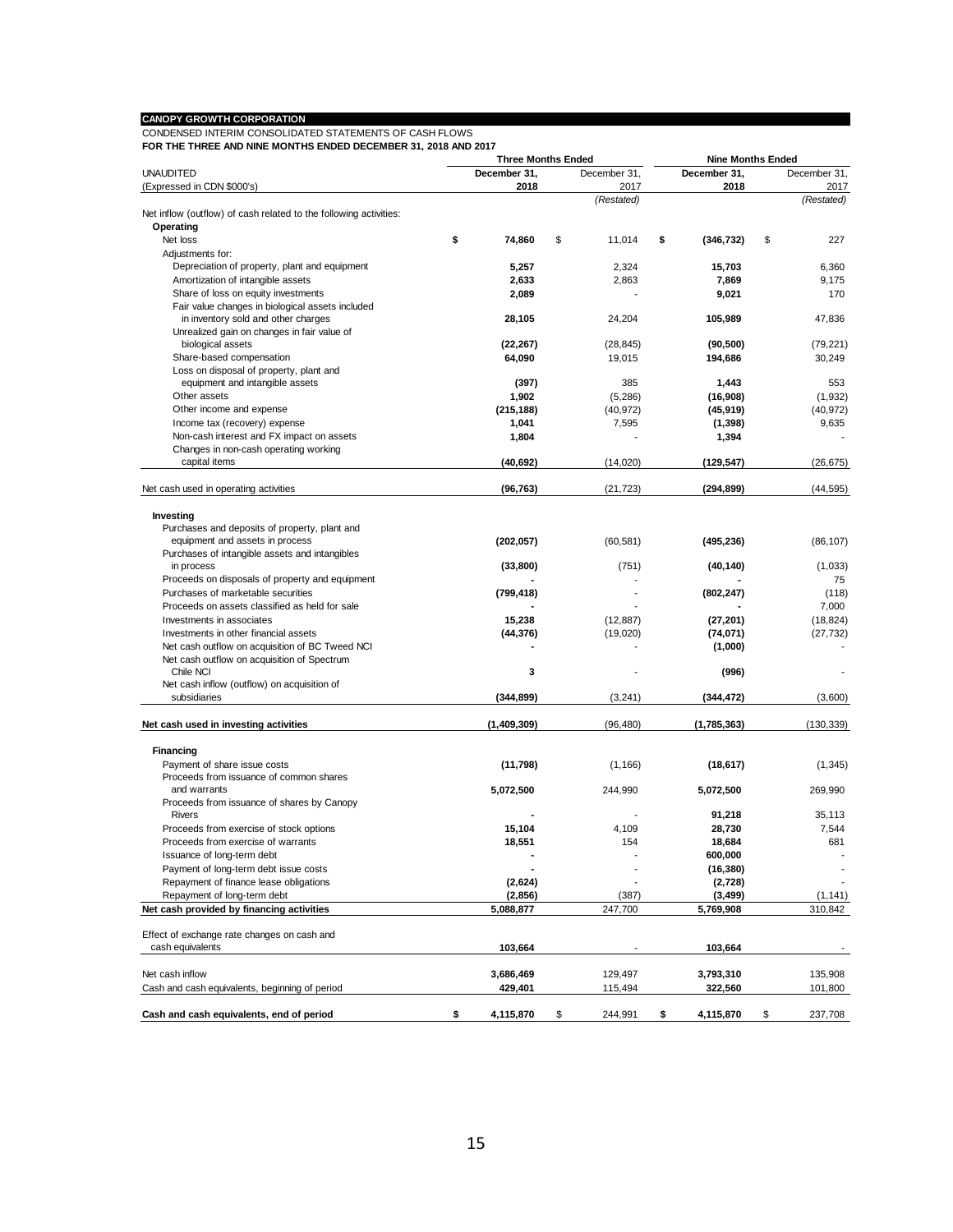**CANOPY GROWTH CORPORATION**

CONDENSED INTERIM CONSOLIDATED STATEMENTS OF CASH FLOWS

**FOR THE THREE AND NINE MONTHS ENDED DECEMBER 31, 2018 AND 2017**

| UNAUDITED (Expressed in CDN $000's) | Three Months Ended December 31, 2018 | Three Months Ended December 31, 2017 (Restated) | Nine Months Ended December 31, 2018 | Nine Months Ended December 31, 2017 (Restated) |
|---|---|---|---|---|
| Net inflow (outflow) of cash related to the following activities: | | | | |
| **Operating** | | | | |
| Net loss | $ 74,860 | $ 11,014 | $ (346,732) | $ 227 |
| Adjustments for: | | | | |
| Depreciation of property, plant and equipment | 5,257 | 2,324 | 15,703 | 6,360 |
| Amortization of intangible assets | 2,633 | 2,863 | 7,869 | 9,175 |
| Share of loss on equity investments | 2,089 | - | 9,021 | 170 |
| Fair value changes in biological assets included in inventory sold and other charges | 28,105 | 24,204 | 105,989 | 47,836 |
| Unrealized gain on changes in fair value of biological assets | (22,267) | (28,845) | (90,500) | (79,221) |
| Share-based compensation | 64,090 | 19,015 | 194,686 | 30,249 |
| Loss on disposal of property, plant and equipment and intangible assets | (397) | 385 | 1,443 | 553 |
| Other assets | 1,902 | (5,286) | (16,908) | (1,932) |
| Other income and expense | (215,188) | (40,972) | (45,919) | (40,972) |
| Income tax (recovery) expense | 1,041 | 7,595 | (1,398) | 9,635 |
| Non-cash interest and FX impact on assets | 1,804 | - | 1,394 | - |
| Changes in non-cash operating working capital items | (40,692) | (14,020) | (129,547) | (26,675) |
| Net cash used in operating activities | (96,763) | (21,723) | (294,899) | (44,595) |
| **Investing** | | | | |
| Purchases and deposits of property, plant and equipment and assets in process | (202,057) | (60,581) | (495,236) | (86,107) |
| Purchases of intangible assets and intangibles in process | (33,800) | (751) | (40,140) | (1,033) |
| Proceeds on disposals of property and equipment | - | - | - | 75 |
| Purchases of marketable securities | (799,418) | - | (802,247) | (118) |
| Proceeds on assets classified as held for sale | - | - | - | 7,000 |
| Investments in associates | 15,238 | (12,887) | (27,201) | (18,824) |
| Investments in other financial assets | (44,376) | (19,020) | (74,071) | (27,732) |
| Net cash outflow on acquisition of BC Tweed NCI | - | - | (1,000) | - |
| Net cash outflow on acquisition of Spectrum Chile NCI | 3 | - | (996) | - |
| Net cash inflow (outflow) on acquisition of subsidiaries | (344,899) | (3,241) | (344,472) | (3,600) |
| **Net cash used in investing activities** | (1,409,309) | (96,480) | (1,785,363) | (130,339) |
| **Financing** | | | | |
| Payment of share issue costs | (11,798) | (1,166) | (18,617) | (1,345) |
| Proceeds from issuance of common shares and warrants | 5,072,500 | 244,990 | 5,072,500 | 269,990 |
| Proceeds from issuance of shares by Canopy Rivers | - | - | 91,218 | 35,113 |
| Proceeds from exercise of stock options | 15,104 | 4,109 | 28,730 | 7,544 |
| Proceeds from exercise of warrants | 18,551 | 154 | 18,684 | 681 |
| Issuance of long-term debt | - | - | 600,000 | - |
| Payment of long-term debt issue costs | - | - | (16,380) | - |
| Repayment of finance lease obligations | (2,624) | - | (2,728) | - |
| Repayment of long-term debt | (2,856) | (387) | (3,499) | (1,141) |
| **Net cash provided by financing activities** | 5,088,877 | 247,700 | 5,769,908 | 310,842 |
| Effect of exchange rate changes on cash and cash equivalents | 103,664 | - | 103,664 | - |
| Net cash inflow | 3,686,469 | 129,497 | 3,793,310 | 135,908 |
| Cash and cash equivalents, beginning of period | 429,401 | 115,494 | 322,560 | 101,800 |
| **Cash and cash equivalents, end of period** | $ 4,115,870 | $ 244,991 | $ 4,115,870 | $ 237,708 |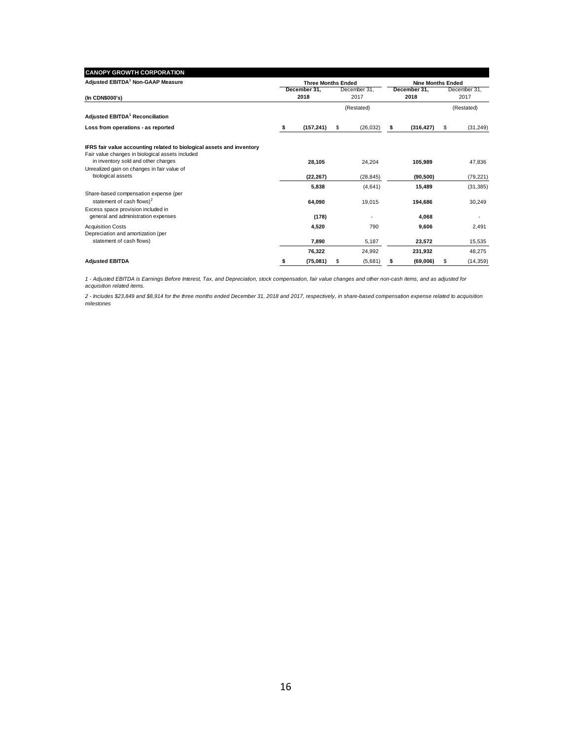## CANOPY GROWTH CORPORATION

| Adjusted EBITDA[1] Non-GAAP Measure | Three Months Ended | | Nine Months Ended | |
|---|---|---|---|---|
| (In CDN$000's) | December 31, 2018 | December 31, 2017 | December 31, 2018 | December 31, 2017 |
| | | (Restated) | | (Restated) |
| **Adjusted EBITDA[1] Reconciliation** | | | | |
| **Loss from operations - as reported** | **$ (157,241)** | $ (26,032) | **$ (316,427)** | $ (31,249) |
| **IFRS fair value accounting related to biological assets and inventory** | | | | |
| Fair value changes in biological assets included in inventory sold and other charges | **28,105** | 24,204 | **105,989** | 47,836 |
| Unrealized gain on changes in fair value of biological assets | **(22,267)** | (28,845) | **(90,500)** | (79,221) |
| | **5,838** | (4,641) | **15,489** | (31,385) |
| Share-based compensation expense (per statement of cash flows)[2] | **64,090** | 19,015 | **194,686** | 30,249 |
| Excess space provision included in general and administration expenses | **(178)** | - | **4,068** | - |
| Acquisition Costs | **4,520** | 790 | **9,606** | 2,491 |
| Depreciation and amortization (per statement of cash flows) | **7,890** | 5,187 | **23,572** | 15,535 |
| | **76,322** | 24,992 | **231,932** | 48,275 |
| **Adjusted EBITDA** | **$ (75,081)** | $ (5,681) | **$ (69,006)** | $ (14,359) |

*1 - Adjusted EBITDA is Earnings Before Interest, Tax, and Depreciation, stock compensation, fair value changes and other non-cash items, and as adjusted for acquisition related items.*

*2 - Includes $23,849 and $8,914 for the three months ended December 31, 2018 and 2017, respectively, in share-based compensation expense related to acquisition milestones*